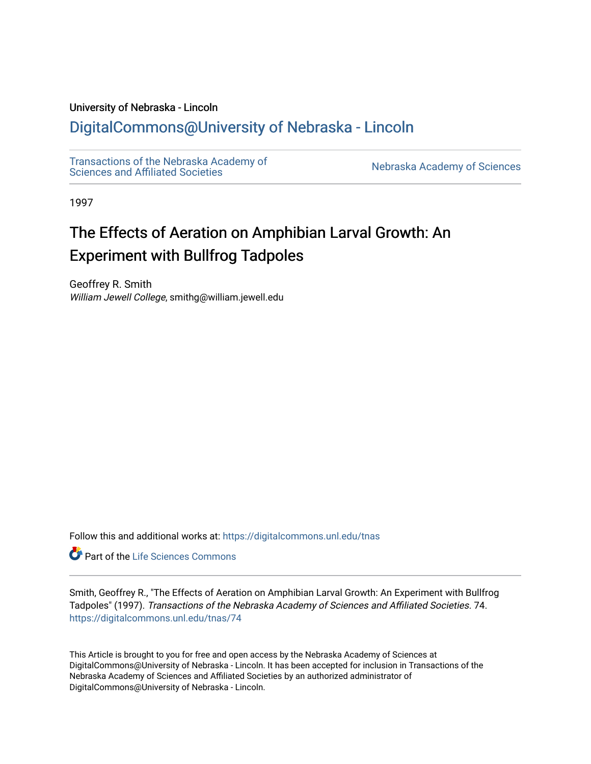University of Nebraska - Lincoln

## DigitalCommons@University of Nebraska - Lincoln

Transactions of the Nebraska Academy of Sciences and Affiliated Societies

Nebraska Academy of Sciences

1997

# The Effects of Aeration on Amphibian Larval Growth: An Experiment with Bullfrog Tadpoles

Geoffrey R. Smith
*William Jewell College*, smithg@william.jewell.edu

Follow this and additional works at: https://digitalcommons.unl.edu/tnas

Part of the Life Sciences Commons

Smith, Geoffrey R., "The Effects of Aeration on Amphibian Larval Growth: An Experiment with Bullfrog Tadpoles" (1997). *Transactions of the Nebraska Academy of Sciences and Affiliated Societies*. 74.
https://digitalcommons.unl.edu/tnas/74

This Article is brought to you for free and open access by the Nebraska Academy of Sciences at DigitalCommons@University of Nebraska - Lincoln. It has been accepted for inclusion in Transactions of the Nebraska Academy of Sciences and Affiliated Societies by an authorized administrator of DigitalCommons@University of Nebraska - Lincoln.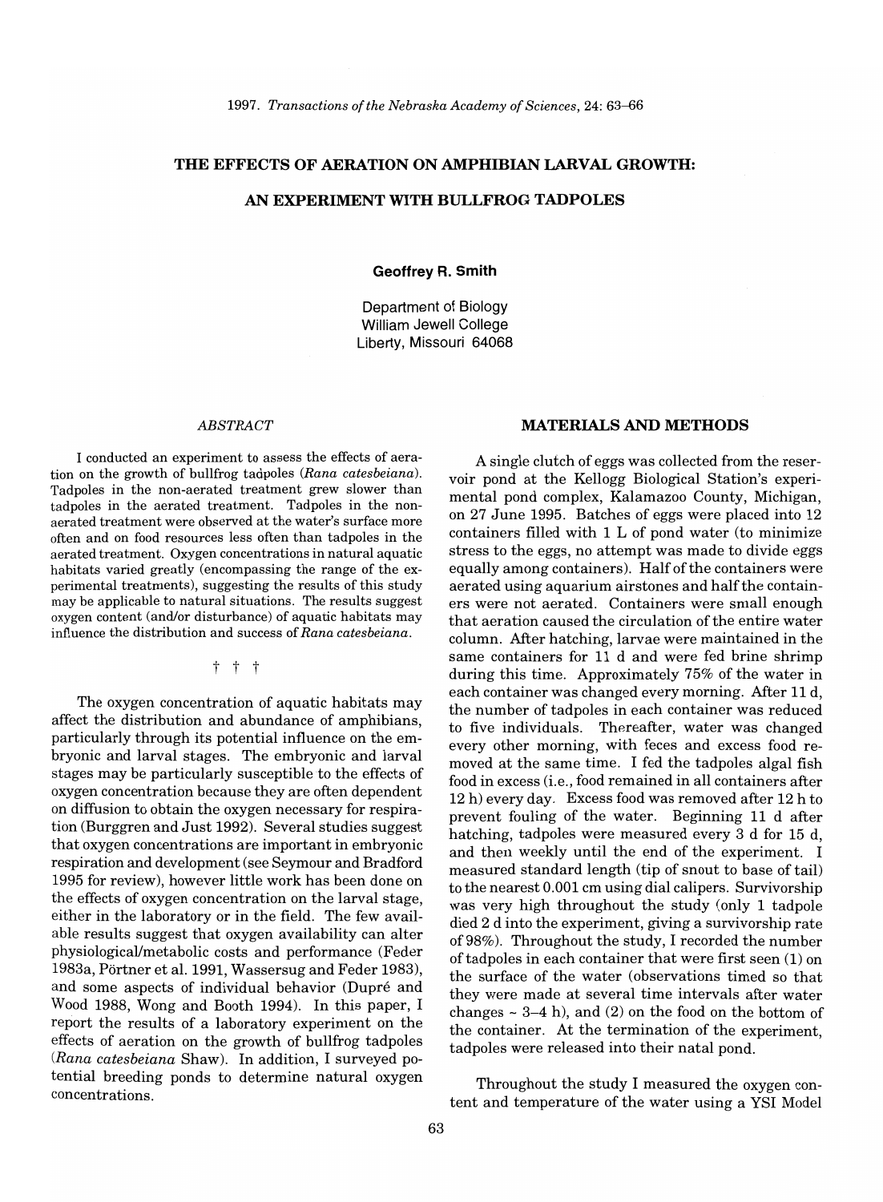# THE EFFECTS OF AERATION ON AMPHIBIAN LARVAL GROWTH: AN EXPERIMENT WITH BULLFROG TADPOLES

**Geoffrey R. Smith**

Department of Biology
William Jewell College
Liberty, Missouri 64068

## *ABSTRACT*

I conducted an experiment to assess the effects of aeration on the growth of bullfrog tadpoles (*Rana catesbeiana*). Tadpoles in the non-aerated treatment grew slower than tadpoles in the aerated treatment. Tadpoles in the non-aerated treatment were observed at the water's surface more often and on food resources less often than tadpoles in the aerated treatment. Oxygen concentrations in natural aquatic habitats varied greatly (encompassing the range of the experimental treatments), suggesting the results of this study may be applicable to natural situations. The results suggest oxygen content (and/or disturbance) of aquatic habitats may influence the distribution and success of *Rana catesbeiana*.

† † †

The oxygen concentration of aquatic habitats may affect the distribution and abundance of amphibians, particularly through its potential influence on the embryonic and larval stages. The embryonic and larval stages may be particularly susceptible to the effects of oxygen concentration because they are often dependent on diffusion to obtain the oxygen necessary for respiration (Burggren and Just 1992). Several studies suggest that oxygen concentrations are important in embryonic respiration and development (see Seymour and Bradford 1995 for review), however little work has been done on the effects of oxygen concentration on the larval stage, either in the laboratory or in the field. The few available results suggest that oxygen availability can alter physiological/metabolic costs and performance (Feder 1983a, Pörtner et al. 1991, Wassersug and Feder 1983), and some aspects of individual behavior (Dupré and Wood 1988, Wong and Booth 1994). In this paper, I report the results of a laboratory experiment on the effects of aeration on the growth of bullfrog tadpoles (*Rana catesbeiana* Shaw). In addition, I surveyed potential breeding ponds to determine natural oxygen concentrations.

## MATERIALS AND METHODS

A single clutch of eggs was collected from the reservoir pond at the Kellogg Biological Station's experimental pond complex, Kalamazoo County, Michigan, on 27 June 1995. Batches of eggs were placed into 12 containers filled with 1 L of pond water (to minimize stress to the eggs, no attempt was made to divide eggs equally among containers). Half of the containers were aerated using aquarium airstones and half the containers were not aerated. Containers were small enough that aeration caused the circulation of the entire water column. After hatching, larvae were maintained in the same containers for 11 d and were fed brine shrimp during this time. Approximately 75% of the water in each container was changed every morning. After 11 d, the number of tadpoles in each container was reduced to five individuals. Thereafter, water was changed every other morning, with feces and excess food removed at the same time. I fed the tadpoles algal fish food in excess (i.e., food remained in all containers after 12 h) every day. Excess food was removed after 12 h to prevent fouling of the water. Beginning 11 d after hatching, tadpoles were measured every 3 d for 15 d, and then weekly until the end of the experiment. I measured standard length (tip of snout to base of tail) to the nearest 0.001 cm using dial calipers. Survivorship was very high throughout the study (only 1 tadpole died 2 d into the experiment, giving a survivorship rate of 98%). Throughout the study, I recorded the number of tadpoles in each container that were first seen (1) on the surface of the water (observations timed so that they were made at several time intervals after water changes ~ 3–4 h), and (2) on the food on the bottom of the container. At the termination of the experiment, tadpoles were released into their natal pond.

Throughout the study I measured the oxygen content and temperature of the water using a YSI Model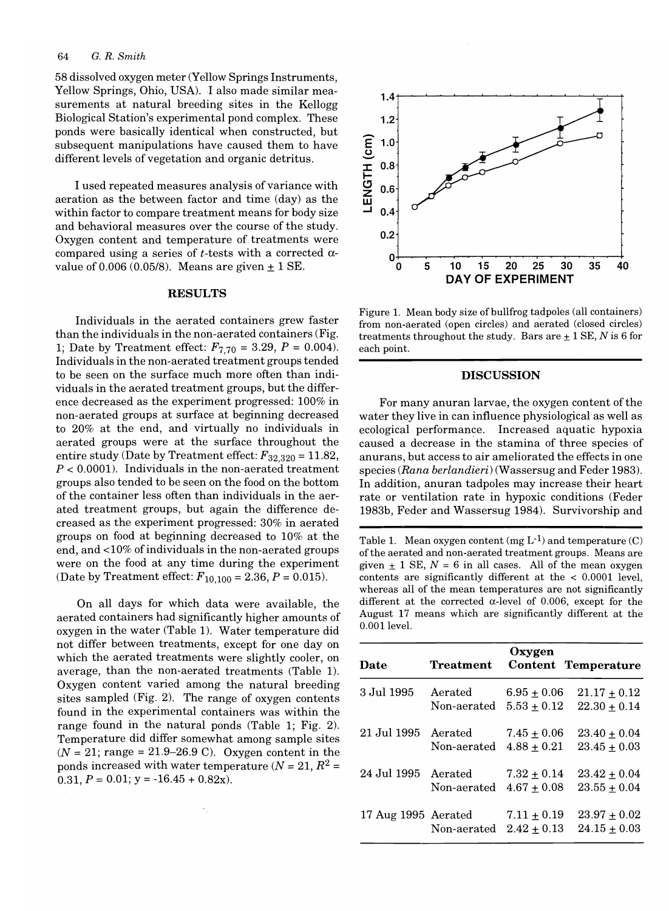58 dissolved oxygen meter (Yellow Springs Instruments, Yellow Springs, Ohio, USA). I also made similar measurements at natural breeding sites in the Kellogg Biological Station's experimental pond complex. These ponds were basically identical when constructed, but subsequent manipulations have caused them to have different levels of vegetation and organic detritus.

I used repeated measures analysis of variance with aeration as the between factor and time (day) as the within factor to compare treatment means for body size and behavioral measures over the course of the study. Oxygen content and temperature of treatments were compared using a series of t-tests with a corrected α-value of 0.006 (0.05/8). Means are given ± 1 SE.

## RESULTS

Individuals in the aerated containers grew faster than the individuals in the non-aerated containers (Fig. 1; Date by Treatment effect: $F_{7,70} = 3.29$, $P = 0.004$). Individuals in the non-aerated treatment groups tended to be seen on the surface much more often than individuals in the aerated treatment groups, but the difference decreased as the experiment progressed: 100% in non-aerated groups at surface at beginning decreased to 20% at the end, and virtually no individuals in aerated groups were at the surface throughout the entire study (Date by Treatment effect: $F_{32,320} = 11.82$, $P < 0.0001$). Individuals in the non-aerated treatment groups also tended to be seen on the food on the bottom of the container less often than individuals in the aerated treatment groups, but again the difference decreased as the experiment progressed: 30% in aerated groups on food at beginning decreased to 10% at the end, and <10% of individuals in the non-aerated groups were on the food at any time during the experiment (Date by Treatment effect: $F_{10,100} = 2.36$, $P = 0.015$).

On all days for which data were available, the aerated containers had significantly higher amounts of oxygen in the water (Table 1). Water temperature did not differ between treatments, except for one day on which the aerated treatments were slightly cooler, on average, than the non-aerated treatments (Table 1). Oxygen content varied among the natural breeding sites sampled (Fig. 2). The range of oxygen contents found in the experimental containers was within the range found in the natural ponds (Table 1; Fig. 2). Temperature did differ somewhat among sample sites ($N = 21$; range = 21.9–26.9 C). Oxygen content in the ponds increased with water temperature ($N = 21$, $R^2 = 0.31$, $P = 0.01$; $y = -16.45 + 0.82x$).

Figure 1. Mean body size of bullfrog tadpoles (all containers) from non-aerated (open circles) and aerated (closed circles) treatments throughout the study. Bars are ± 1 SE, N is 6 for each point.

## DISCUSSION

For many anuran larvae, the oxygen content of the water they live in can influence physiological as well as ecological performance. Increased aquatic hypoxia caused a decrease in the stamina of three species of anurans, but access to air ameliorated the effects in one species (*Rana berlandieri*) (Wassersug and Feder 1983). In addition, anuran tadpoles may increase their heart rate or ventilation rate in hypoxic conditions (Feder 1983b, Feder and Wassersug 1984). Survivorship and

Table 1. Mean oxygen content (mg $L^{-1}$) and temperature (C) of the aerated and non-aerated treatment groups. Means are given ± 1 SE, $N = 6$ in all cases. All of the mean oxygen contents are significantly different at the < 0.0001 level, whereas all of the mean temperatures are not significantly different at the corrected α-level of 0.006, except for the August 17 means which are significantly different at the 0.001 level.

| Date | Treatment | Oxygen Content | Temperature |
|---|---|---|---|
| 3 Jul 1995 | Aerated | 6.95 ± 0.06 | 21.17 ± 0.12 |
| | Non-aerated | 5.53 ± 0.12 | 22.30 ± 0.14 |
| 21 Jul 1995 | Aerated | 7.45 ± 0.06 | 23.40 ± 0.04 |
| | Non-aerated | 4.88 ± 0.21 | 23.45 ± 0.03 |
| 24 Jul 1995 | Aerated | 7.32 ± 0.14 | 23.42 ± 0.04 |
| | Non-aerated | 4.67 ± 0.08 | 23.55 ± 0.04 |
| 17 Aug 1995 | Aerated | 7.11 ± 0.19 | 23.97 ± 0.02 |
| | Non-aerated | 2.42 ± 0.13 | 24.15 ± 0.03 |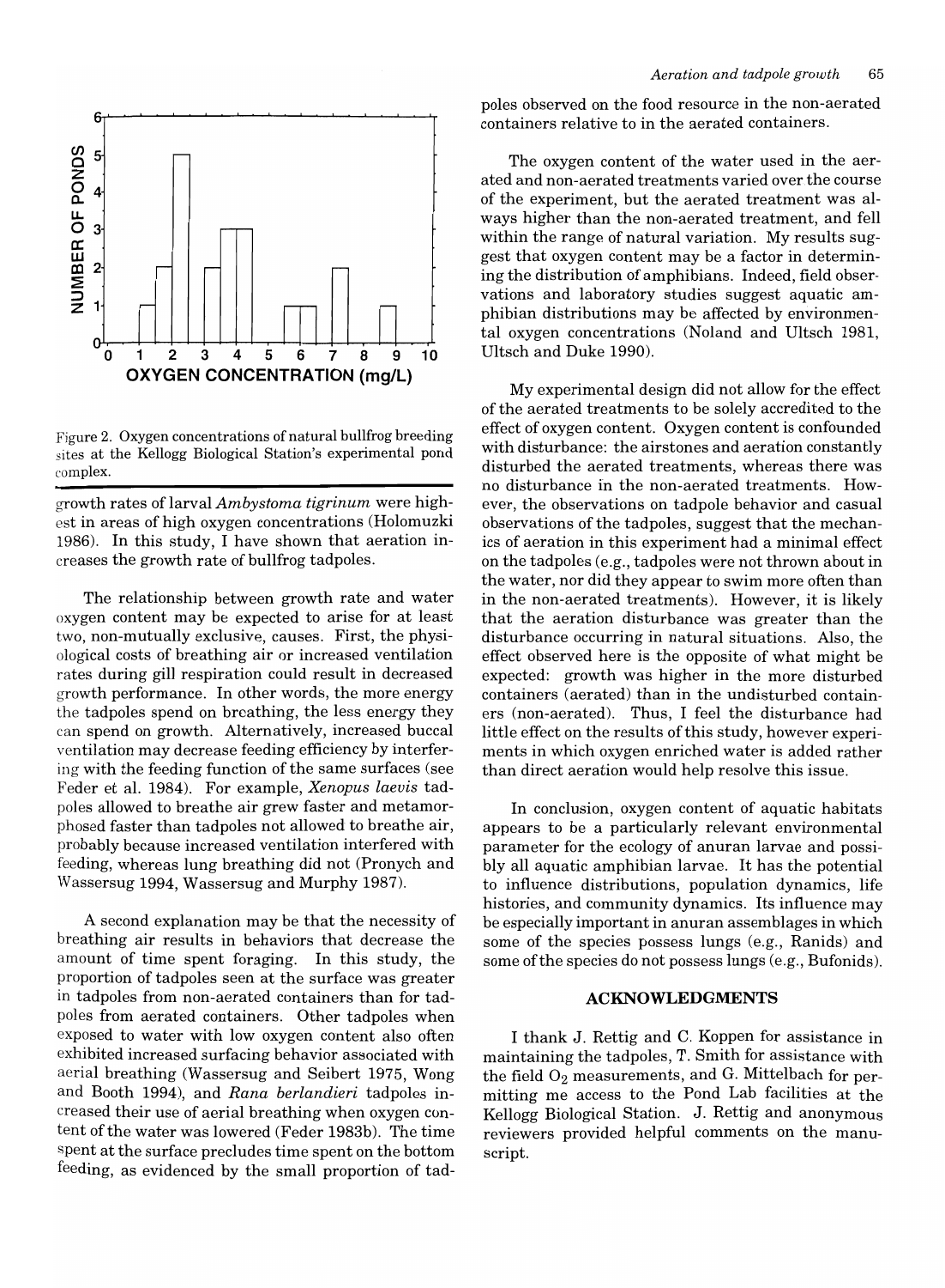Figure 2. Oxygen concentrations of natural bullfrog breeding sites at the Kellogg Biological Station's experimental pond complex.

growth rates of larval *Ambystoma tigrinum* were highest in areas of high oxygen concentrations (Holomuzki 1986). In this study, I have shown that aeration increases the growth rate of bullfrog tadpoles.

The relationship between growth rate and water oxygen content may be expected to arise for at least two, non-mutually exclusive, causes. First, the physiological costs of breathing air or increased ventilation rates during gill respiration could result in decreased growth performance. In other words, the more energy the tadpoles spend on breathing, the less energy they can spend on growth. Alternatively, increased buccal ventilation may decrease feeding efficiency by interfering with the feeding function of the same surfaces (see Feder et al. 1984). For example, *Xenopus laevis* tadpoles allowed to breathe air grew faster and metamorphosed faster than tadpoles not allowed to breathe air, probably because increased ventilation interfered with feeding, whereas lung breathing did not (Pronych and Wassersug 1994, Wassersug and Murphy 1987).

A second explanation may be that the necessity of breathing air results in behaviors that decrease the amount of time spent foraging. In this study, the proportion of tadpoles seen at the surface was greater in tadpoles from non-aerated containers than for tadpoles from aerated containers. Other tadpoles when exposed to water with low oxygen content also often exhibited increased surfacing behavior associated with aerial breathing (Wassersug and Seibert 1975, Wong and Booth 1994), and *Rana berlandieri* tadpoles increased their use of aerial breathing when oxygen content of the water was lowered (Feder 1983b). The time spent at the surface precludes time spent on the bottom feeding, as evidenced by the small proportion of tadpoles observed on the food resource in the non-aerated containers relative to in the aerated containers.

The oxygen content of the water used in the aerated and non-aerated treatments varied over the course of the experiment, but the aerated treatment was always higher than the non-aerated treatment, and fell within the range of natural variation. My results suggest that oxygen content may be a factor in determining the distribution of amphibians. Indeed, field observations and laboratory studies suggest aquatic amphibian distributions may be affected by environmental oxygen concentrations (Noland and Ultsch 1981, Ultsch and Duke 1990).

My experimental design did not allow for the effect of the aerated treatments to be solely accredited to the effect of oxygen content. Oxygen content is confounded with disturbance: the airstones and aeration constantly disturbed the aerated treatments, whereas there was no disturbance in the non-aerated treatments. However, the observations on tadpole behavior and casual observations of the tadpoles, suggest that the mechanics of aeration in this experiment had a minimal effect on the tadpoles (e.g., tadpoles were not thrown about in the water, nor did they appear to swim more often than in the non-aerated treatments). However, it is likely that the aeration disturbance was greater than the disturbance occurring in natural situations. Also, the effect observed here is the opposite of what might be expected: growth was higher in the more disturbed containers (aerated) than in the undisturbed containers (non-aerated). Thus, I feel the disturbance had little effect on the results of this study, however experiments in which oxygen enriched water is added rather than direct aeration would help resolve this issue.

In conclusion, oxygen content of aquatic habitats appears to be a particularly relevant environmental parameter for the ecology of anuran larvae and possibly all aquatic amphibian larvae. It has the potential to influence distributions, population dynamics, life histories, and community dynamics. Its influence may be especially important in anuran assemblages in which some of the species possess lungs (e.g., Ranids) and some of the species do not possess lungs (e.g., Bufonids).

## ACKNOWLEDGMENTS

I thank J. Rettig and C. Koppen for assistance in maintaining the tadpoles, T. Smith for assistance with the field $O_2$ measurements, and G. Mittelbach for permitting me access to the Pond Lab facilities at the Kellogg Biological Station. J. Rettig and anonymous reviewers provided helpful comments on the manuscript.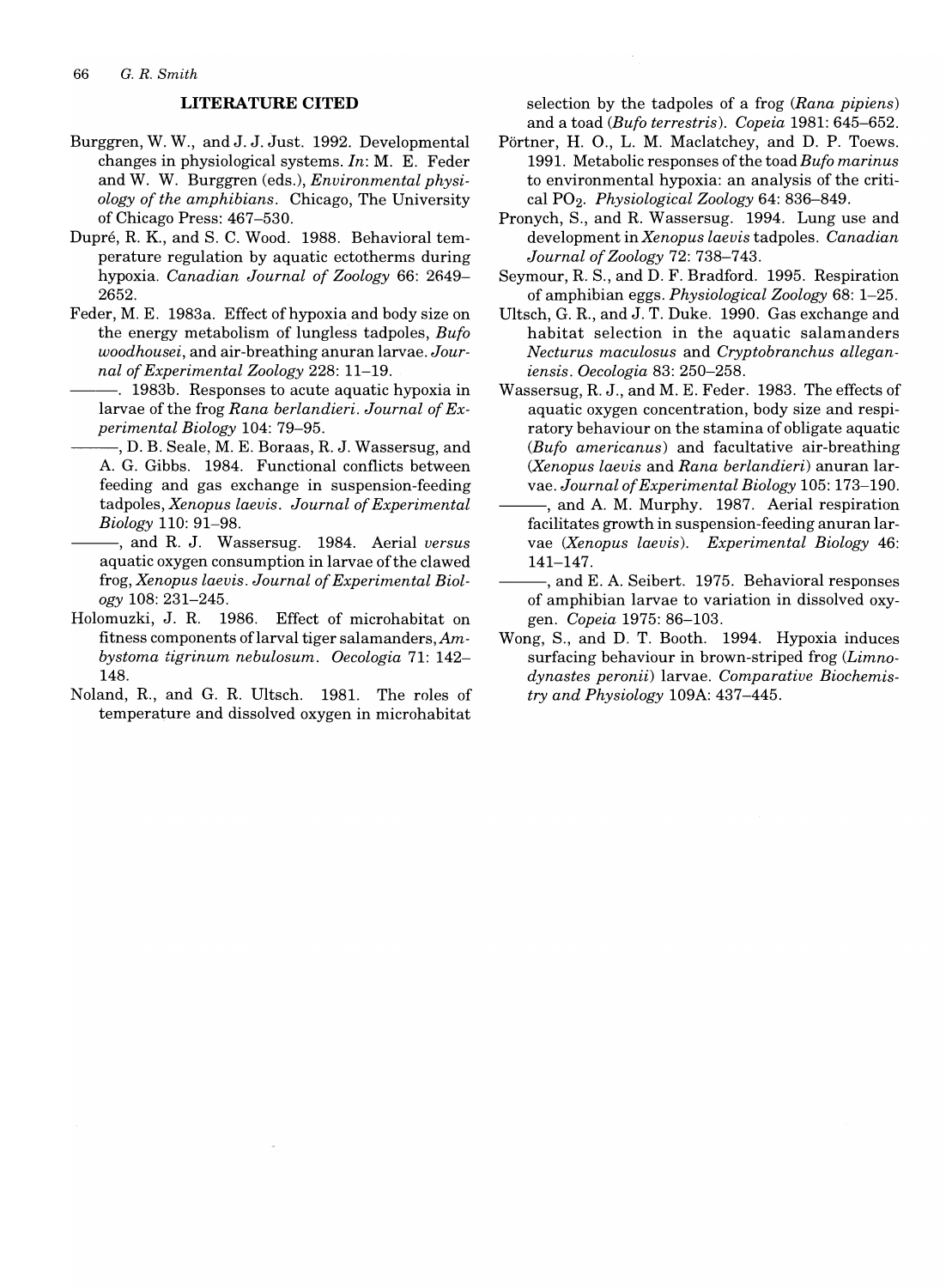## LITERATURE CITED

Burggren, W. W., and J. J. Just. 1992. Developmental changes in physiological systems. *In*: M. E. Feder and W. W. Burggren (eds.), *Environmental physiology of the amphibians*. Chicago, The University of Chicago Press: 467–530.

Dupré, R. K., and S. C. Wood. 1988. Behavioral temperature regulation by aquatic ectotherms during hypoxia. *Canadian Journal of Zoology* 66: 2649–2652.

Feder, M. E. 1983a. Effect of hypoxia and body size on the energy metabolism of lungless tadpoles, *Bufo woodhousei*, and air-breathing anuran larvae. *Journal of Experimental Zoology* 228: 11–19.

———. 1983b. Responses to acute aquatic hypoxia in larvae of the frog *Rana berlandieri*. *Journal of Experimental Biology* 104: 79–95.

———, D. B. Seale, M. E. Boraas, R. J. Wassersug, and A. G. Gibbs. 1984. Functional conflicts between feeding and gas exchange in suspension-feeding tadpoles, *Xenopus laevis*. *Journal of Experimental Biology* 110: 91–98.

———, and R. J. Wassersug. 1984. Aerial *versus* aquatic oxygen consumption in larvae of the clawed frog, *Xenopus laevis*. *Journal of Experimental Biology* 108: 231–245.

Holomuzki, J. R. 1986. Effect of microhabitat on fitness components of larval tiger salamanders, *Ambystoma tigrinum nebulosum*. *Oecologia* 71: 142–148.

Noland, R., and G. R. Ultsch. 1981. The roles of temperature and dissolved oxygen in microhabitat selection by the tadpoles of a frog (*Rana pipiens*) and a toad (*Bufo terrestris*). *Copeia* 1981: 645–652.

Pörtner, H. O., L. M. Maclatchey, and D. P. Toews. 1991. Metabolic responses of the toad *Bufo marinus* to environmental hypoxia: an analysis of the critical $PO_2$. *Physiological Zoology* 64: 836–849.

Pronych, S., and R. Wassersug. 1994. Lung use and development in *Xenopus laevis* tadpoles. *Canadian Journal of Zoology* 72: 738–743.

Seymour, R. S., and D. F. Bradford. 1995. Respiration of amphibian eggs. *Physiological Zoology* 68: 1–25.

Ultsch, G. R., and J. T. Duke. 1990. Gas exchange and habitat selection in the aquatic salamanders *Necturus maculosus* and *Cryptobranchus alleganiensis*. *Oecologia* 83: 250–258.

Wassersug, R. J., and M. E. Feder. 1983. The effects of aquatic oxygen concentration, body size and respiratory behaviour on the stamina of obligate aquatic (*Bufo americanus*) and facultative air-breathing (*Xenopus laevis* and *Rana berlandieri*) anuran larvae. *Journal of Experimental Biology* 105: 173–190.

———, and A. M. Murphy. 1987. Aerial respiration facilitates growth in suspension-feeding anuran larvae (*Xenopus laevis*). *Experimental Biology* 46: 141–147.

———, and E. A. Seibert. 1975. Behavioral responses of amphibian larvae to variation in dissolved oxygen. *Copeia* 1975: 86–103.

Wong, S., and D. T. Booth. 1994. Hypoxia induces surfacing behaviour in brown-striped frog (*Limnodynastes peronii*) larvae. *Comparative Biochemistry and Physiology* 109A: 437–445.